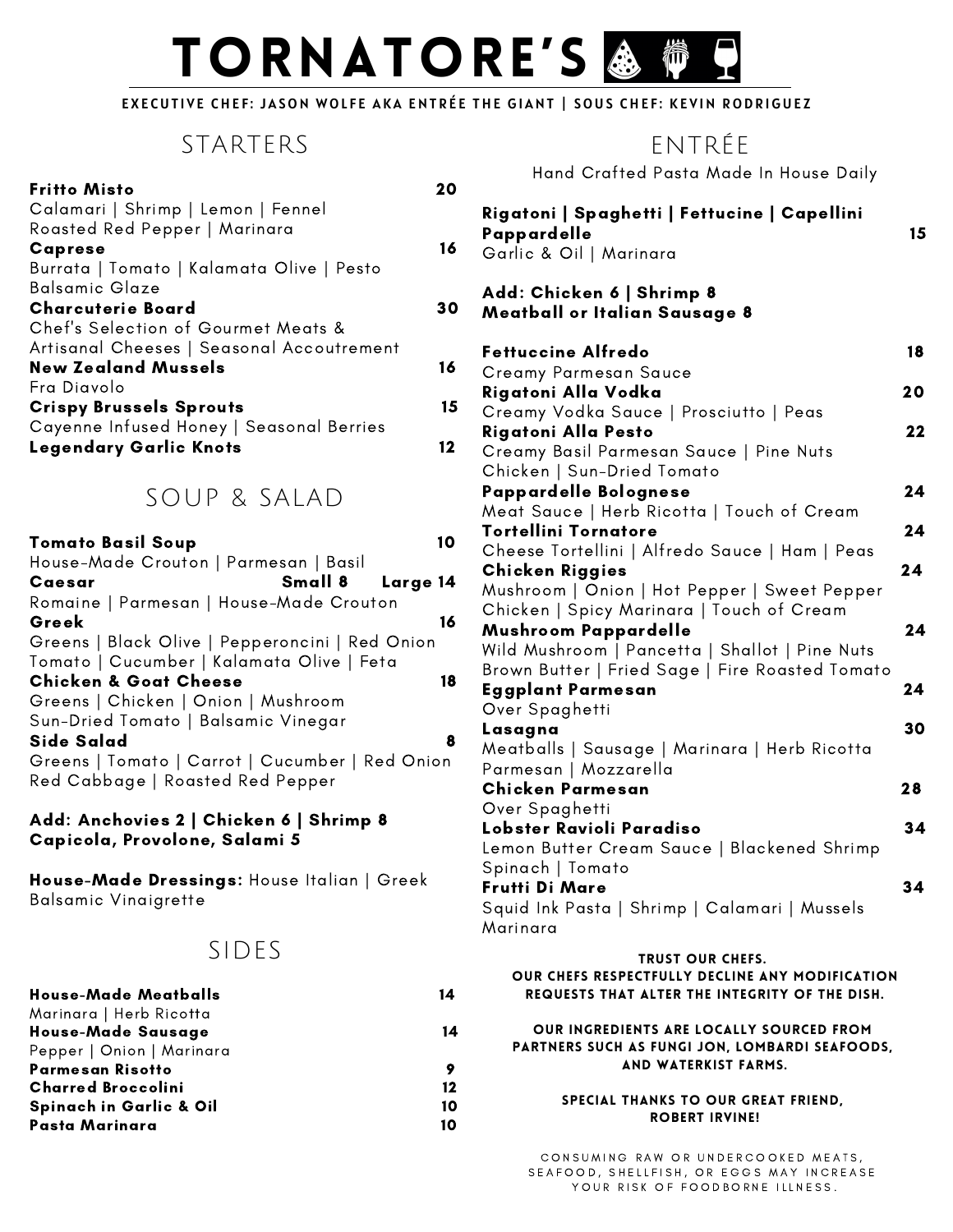# TORNATORE'S

**EXECUTIVE CHEF: JASON WOLFE AKA ENTRÉE THE GIANT | SOUS CHEF: KEVIN RODRIGUEZ**

## STARTERS

**Fritto Misto** 20
Calamari | Shrimp | Lemon | Fennel
Roasted Red Pepper | Marinara

**Caprese** 16
Burrata | Tomato | Kalamata Olive | Pesto
Balsamic Glaze

**Charcuterie Board** 30
Chef's Selection of Gourmet Meats &
Artisanal Cheeses | Seasonal Accoutrement

**New Zealand Mussels** 16
Fra Diavolo

**Crispy Brussels Sprouts** 15
Cayenne Infused Honey | Seasonal Berries

**Legendary Garlic Knots** 12

## SOUP & SALAD

**Tomato Basil Soup** 10
House-Made Crouton | Parmesan | Basil

**Caesar** Small 8 Large 14
Romaine | Parmesan | House-Made Crouton

**Greek** 16
Greens | Black Olive | Pepperoncini | Red Onion
Tomato | Cucumber | Kalamata Olive | Feta

**Chicken & Goat Cheese** 18
Greens | Chicken | Onion | Mushroom
Sun-Dried Tomato | Balsamic Vinegar

**Side Salad** 8
Greens | Tomato | Carrot | Cucumber | Red Onion
Red Cabbage | Roasted Red Pepper

**Add: Anchovies 2 | Chicken 6 | Shrimp 8**
**Capicola, Provolone, Salami 5**

**House-Made Dressings:** House Italian | Greek
Balsamic Vinaigrette

## SIDES

**House-Made Meatballs** 14
Marinara | Herb Ricotta

**House-Made Sausage** 14
Pepper | Onion | Marinara

**Parmesan Risotto** 9

**Charred Broccolini** 12

**Spinach in Garlic & Oil** 10

**Pasta Marinara** 10

## ENTRÉE

Hand Crafted Pasta Made In House Daily

**Rigatoni | Spaghetti | Fettucine | Capellini**
**Pappardelle** 15
Garlic & Oil | Marinara

**Add: Chicken 6 | Shrimp 8**
**Meatball or Italian Sausage 8**

**Fettuccine Alfredo** 18
Creamy Parmesan Sauce

**Rigatoni Alla Vodka** 20
Creamy Vodka Sauce | Prosciutto | Peas

**Rigatoni Alla Pesto** 22
Creamy Basil Parmesan Sauce | Pine Nuts
Chicken | Sun-Dried Tomato

**Pappardelle Bolognese** 24
Meat Sauce | Herb Ricotta | Touch of Cream

**Tortellini Tornatore** 24
Cheese Tortellini | Alfredo Sauce | Ham | Peas

**Chicken Riggies** 24
Mushroom | Onion | Hot Pepper | Sweet Pepper
Chicken | Spicy Marinara | Touch of Cream

**Mushroom Pappardelle** 24
Wild Mushroom | Pancetta | Shallot | Pine Nuts
Brown Butter | Fried Sage | Fire Roasted Tomato

**Eggplant Parmesan** 24
Over Spaghetti

**Lasagna** 30
Meatballs | Sausage | Marinara | Herb Ricotta
Parmesan | Mozzarella

**Chicken Parmesan** 28
Over Spaghetti

**Lobster Ravioli Paradiso** 34
Lemon Butter Cream Sauce | Blackened Shrimp
Spinach | Tomato

**Frutti Di Mare** 34
Squid Ink Pasta | Shrimp | Calamari | Mussels
Marinara

**TRUST OUR CHEFS.**
**OUR CHEFS RESPECTFULLY DECLINE ANY MODIFICATION REQUESTS THAT ALTER THE INTEGRITY OF THE DISH.**

**OUR INGREDIENTS ARE LOCALLY SOURCED FROM PARTNERS SUCH AS FUNGI JON, LOMBARDI SEAFOODS, AND WATERKIST FARMS.**

**SPECIAL THANKS TO OUR GREAT FRIEND, ROBERT IRVINE!**

CONSUMING RAW OR UNDERCOOKED MEATS, SEAFOOD, SHELLFISH, OR EGGS MAY INCREASE YOUR RISK OF FOODBORNE ILLNESS.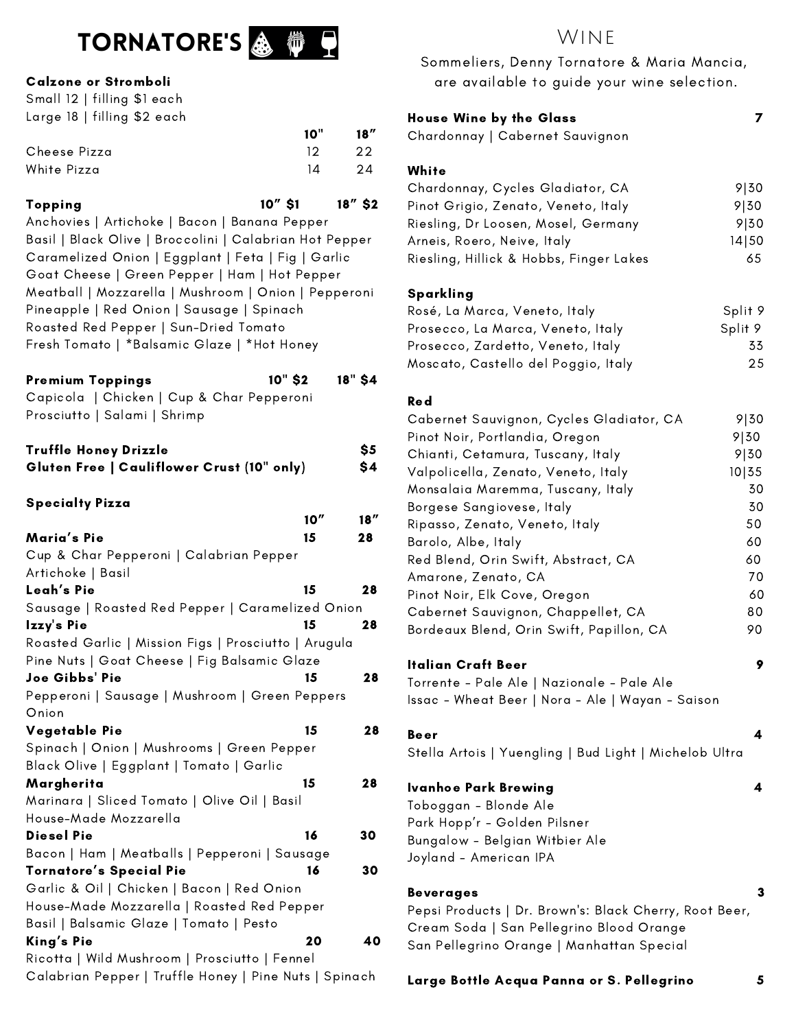# TORNATORE'S

**Calzone or Stromboli**
Small 12 | filling $1 each
Large 18 | filling $2 each

| | 10" | 18" |
|---|---|---|
| Cheese Pizza | 12 | 22 |
| White Pizza | 14 | 24 |

**Topping** 10" $1 18" $2
Anchovies | Artichoke | Bacon | Banana Pepper
Basil | Black Olive | Broccolini | Calabrian Hot Pepper
Caramelized Onion | Eggplant | Feta | Fig | Garlic
Goat Cheese | Green Pepper | Ham | Hot Pepper
Meatball | Mozzarella | Mushroom | Onion | Pepperoni
Pineapple | Red Onion | Sausage | Spinach
Roasted Red Pepper | Sun-Dried Tomato
Fresh Tomato | *Balsamic Glaze | *Hot Honey

**Premium Toppings** 10" $2 18" $4
Capicola | Chicken | Cup & Char Pepperoni
Prosciutto | Salami | Shrimp

**Truffle Honey Drizzle** $5
**Gluten Free | Cauliflower Crust (10" only)** $4

## Specialty Pizza

| | 10" | 18" |
|---|---|---|
| **Maria's Pie** | 15 | 28 |
| Cup & Char Pepperoni \| Calabrian Pepper Artichoke \| Basil | | |
| **Leah's Pie** | 15 | 28 |
| Sausage \| Roasted Red Pepper \| Caramelized Onion | | |
| **Izzy's Pie** | 15 | 28 |
| Roasted Garlic \| Mission Figs \| Prosciutto \| Arugula Pine Nuts \| Goat Cheese \| Fig Balsamic Glaze | | |
| **Joe Gibbs' Pie** | 15 | 28 |
| Pepperoni \| Sausage \| Mushroom \| Green Peppers Onion | | |
| **Vegetable Pie** | 15 | 28 |
| Spinach \| Onion \| Mushrooms \| Green Pepper Black Olive \| Eggplant \| Tomato \| Garlic | | |
| **Margherita** | 15 | 28 |
| Marinara \| Sliced Tomato \| Olive Oil \| Basil House-Made Mozzarella | | |
| **Diesel Pie** | 16 | 30 |
| Bacon \| Ham \| Meatballs \| Pepperoni \| Sausage | | |
| **Tornatore's Special Pie** | 16 | 30 |
| Garlic & Oil \| Chicken \| Bacon \| Red Onion House-Made Mozzarella \| Roasted Red Pepper Basil \| Balsamic Glaze \| Tomato \| Pesto | | |
| **King's Pie** | 20 | 40 |
| Ricotta \| Wild Mushroom \| Prosciutto \| Fennel Calabrian Pepper \| Truffle Honey \| Pine Nuts \| Spinach | | |

# WINE

Sommeliers, Denny Tornatore & Maria Mancia, are available to guide your wine selection.

**House Wine by the Glass** 7
Chardonnay | Cabernet Sauvignon

**White**

| | |
|---|---|
| Chardonnay, Cycles Gladiator, CA | 9\|30 |
| Pinot Grigio, Zenato, Veneto, Italy | 9\|30 |
| Riesling, Dr Loosen, Mosel, Germany | 9\|30 |
| Arneis, Roero, Neive, Italy | 14\|50 |
| Riesling, Hillick & Hobbs, Finger Lakes | 65 |

**Sparkling**

| | |
|---|---|
| Rosé, La Marca, Veneto, Italy | Split 9 |
| Prosecco, La Marca, Veneto, Italy | Split 9 |
| Prosecco, Zardetto, Veneto, Italy | 33 |
| Moscato, Castello del Poggio, Italy | 25 |

**Red**

| | |
|---|---|
| Cabernet Sauvignon, Cycles Gladiator, CA | 9\|30 |
| Pinot Noir, Portlandia, Oregon | 9\|30 |
| Chianti, Cetamura, Tuscany, Italy | 9\|30 |
| Valpolicella, Zenato, Veneto, Italy | 10\|35 |
| Monsalaia Maremma, Tuscany, Italy | 30 |
| Borgese Sangiovese, Italy | 30 |
| Ripasso, Zenato, Veneto, Italy | 50 |
| Barolo, Albe, Italy | 60 |
| Red Blend, Orin Swift, Abstract, CA | 60 |
| Amarone, Zenato, CA | 70 |
| Pinot Noir, Elk Cove, Oregon | 60 |
| Cabernet Sauvignon, Chappellet, CA | 80 |
| Bordeaux Blend, Orin Swift, Papillon, CA | 90 |

**Italian Craft Beer** 9
Torrente - Pale Ale | Nazionale - Pale Ale
Issac - Wheat Beer | Nora - Ale | Wayan - Saison

**Beer** 4
Stella Artois | Yuengling | Bud Light | Michelob Ultra

**Ivanhoe Park Brewing** 4
Toboggan - Blonde Ale
Park Hopp'r - Golden Pilsner
Bungalow - Belgian Witbier Ale
Joyland - American IPA

**Beverages** 3
Pepsi Products | Dr. Brown's: Black Cherry, Root Beer, Cream Soda | San Pellegrino Blood Orange
San Pellegrino Orange | Manhattan Special

**Large Bottle Acqua Panna or S. Pellegrino** 5